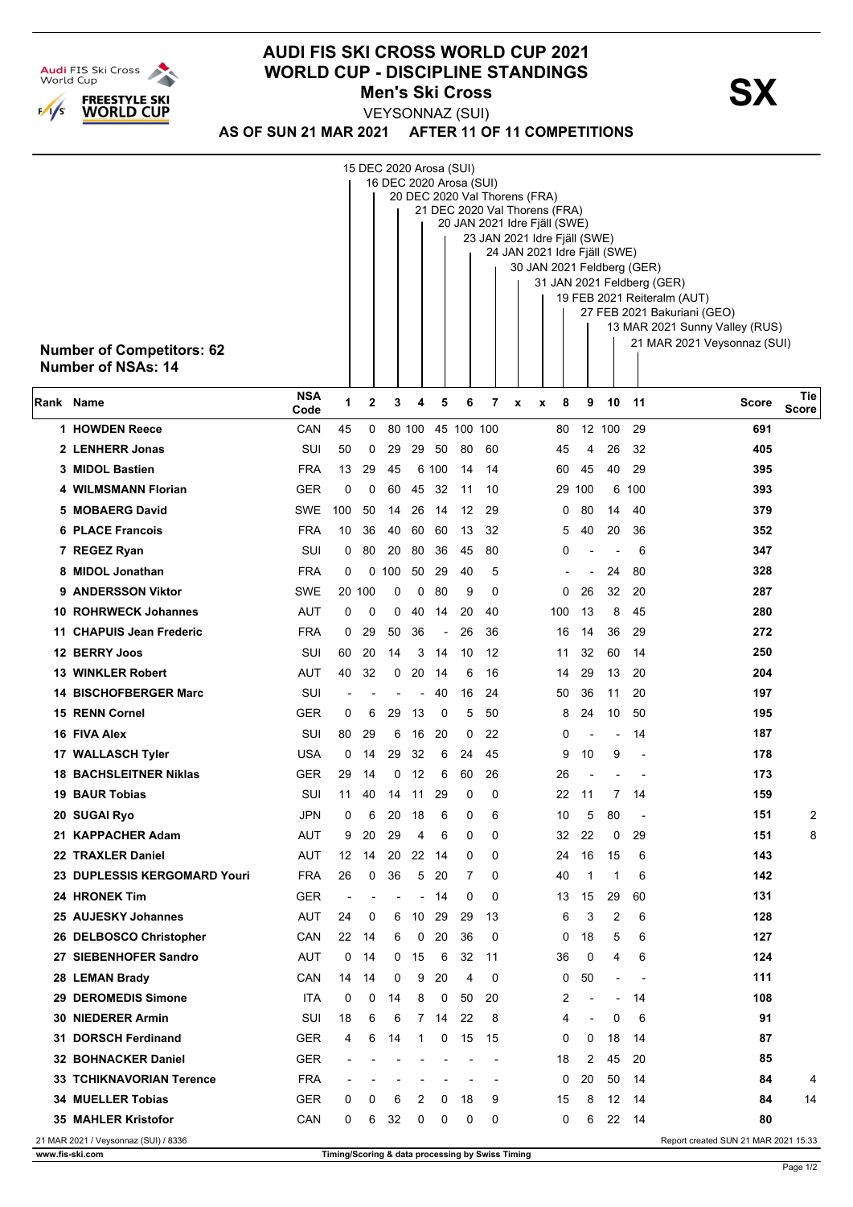# AUDI FIS SKI CROSS WORLD CUP 2021

## WORLD CUP - DISCIPLINE STANDINGS

### Men's Ski Cross

VEYSONNAZ (SUI)

**AS OF SUN 21 MAR 2021 AFTER 11 OF 11 COMPETITIONS**

**SX**

1. 15 DEC 2020 Arosa (SUI)
2. 16 DEC 2020 Arosa (SUI)
3. 20 DEC 2020 Val Thorens (FRA)
4. 21 DEC 2020 Val Thorens (FRA)
5. 20 JAN 2021 Idre Fjäll (SWE)
6. 23 JAN 2021 Idre Fjäll (SWE)
7. 24 JAN 2021 Idre Fjäll (SWE)
x. 30 JAN 2021 Feldberg (GER)
x. 31 JAN 2021 Feldberg (GER)
8. 19 FEB 2021 Reiteralm (AUT)
9. 27 FEB 2021 Bakuriani (GEO)
10. 13 MAR 2021 Sunny Valley (RUS)
11. 21 MAR 2021 Veysonnaz (SUI)

**Number of Competitors: 62**
**Number of NSAs: 14**

| Rank | Name | NSA Code | 1 | 2 | 3 | 4 | 5 | 6 | 7 | x | x | 8 | 9 | 10 | 11 | Score | Tie Score |
|---|---|---|---|---|---|---|---|---|---|---|---|---|---|---|---|---|---|
| 1 | HOWDEN Reece | CAN | 45 | 0 | 80 | 100 | 45 | 100 | 100 | | | 80 | 12 | 100 | 29 | 691 | |
| 2 | LENHERR Jonas | SUI | 50 | 0 | 29 | 29 | 50 | 80 | 60 | | | 45 | 4 | 26 | 32 | 405 | |
| 3 | MIDOL Bastien | FRA | 13 | 29 | 45 | 6 | 100 | 14 | 14 | | | 60 | 45 | 40 | 29 | 395 | |
| 4 | WILMSMANN Florian | GER | 0 | 0 | 60 | 45 | 32 | 11 | 10 | | | 29 | 100 | 6 | 100 | 393 | |
| 5 | MOBAERG David | SWE | 100 | 50 | 14 | 26 | 14 | 12 | 29 | | | 0 | 80 | 14 | 40 | 379 | |
| 6 | PLACE Francois | FRA | 10 | 36 | 40 | 60 | 60 | 13 | 32 | | | 5 | 40 | 20 | 36 | 352 | |
| 7 | REGEZ Ryan | SUI | 0 | 80 | 20 | 80 | 36 | 45 | 80 | | | 0 | - | - | 6 | 347 | |
| 8 | MIDOL Jonathan | FRA | 0 | 0 | 100 | 50 | 29 | 40 | 5 | | | - | - | 24 | 80 | 328 | |
| 9 | ANDERSSON Viktor | SWE | 20 | 100 | 0 | 0 | 80 | 9 | 0 | | | 0 | 26 | 32 | 20 | 287 | |
| 10 | ROHRWECK Johannes | AUT | 0 | 0 | 0 | 40 | 14 | 20 | 40 | | | 100 | 13 | 8 | 45 | 280 | |
| 11 | CHAPUIS Jean Frederic | FRA | 0 | 29 | 50 | 36 | - | 26 | 36 | | | 16 | 14 | 36 | 29 | 272 | |
| 12 | BERRY Joos | SUI | 60 | 20 | 14 | 3 | 14 | 10 | 12 | | | 11 | 32 | 60 | 14 | 250 | |
| 13 | WINKLER Robert | AUT | 40 | 32 | 0 | 20 | 14 | 6 | 16 | | | 14 | 29 | 13 | 20 | 204 | |
| 14 | BISCHOFBERGER Marc | SUI | - | - | - | - | - | 40 | 16 | 24 | | 50 | 36 | 11 | 20 | 197 | |
| 15 | RENN Cornel | GER | 0 | 6 | 29 | 13 | 0 | 5 | 50 | | | 8 | 24 | 10 | 50 | 195 | |
| 16 | FIVA Alex | SUI | 80 | 29 | 6 | 16 | 20 | 0 | 22 | | | 0 | - | - | 14 | 187 | |
| 17 | WALLASCH Tyler | USA | 0 | 14 | 29 | 32 | 6 | 24 | 45 | | | 9 | 10 | 9 | - | 178 | |
| 18 | BACHSLEITNER Niklas | GER | 29 | 14 | 0 | 12 | 6 | 60 | 26 | | | 26 | - | - | - | 173 | |
| 19 | BAUR Tobias | SUI | 11 | 40 | 14 | 11 | 29 | 0 | 0 | | | 22 | 11 | 7 | 14 | 159 | |
| 20 | SUGAI Ryo | JPN | 0 | 6 | 20 | 18 | 6 | 0 | 6 | | | 10 | 5 | 80 | - | 151 | 2 |
| 21 | KAPPACHER Adam | AUT | 9 | 20 | 29 | 4 | 6 | 0 | 0 | | | 32 | 22 | 0 | 29 | 151 | 8 |
| 22 | TRAXLER Daniel | AUT | 12 | 14 | 20 | 22 | 14 | 0 | 0 | | | 24 | 16 | 15 | 6 | 143 | |
| 23 | DUPLESSIS KERGOMARD Youri | FRA | 26 | 0 | 36 | 5 | 20 | 7 | 0 | | | 40 | 1 | 1 | 6 | 142 | |
| 24 | HRONEK Tim | GER | - | - | - | - | 14 | 0 | 0 | | | 13 | 15 | 29 | 60 | 131 | |
| 25 | AUJESKY Johannes | AUT | 24 | 0 | 6 | 10 | 29 | 29 | 13 | | | 6 | 3 | 2 | 6 | 128 | |
| 26 | DELBOSCO Christopher | CAN | 22 | 14 | 6 | 0 | 20 | 36 | 0 | | | 0 | 18 | 5 | 6 | 127 | |
| 27 | SIEBENHOFER Sandro | AUT | 0 | 14 | 0 | 15 | 6 | 32 | 11 | | | 36 | 0 | 4 | 6 | 124 | |
| 28 | LEMAN Brady | CAN | 14 | 14 | 0 | 9 | 20 | 4 | 0 | | | 0 | 50 | - | - | 111 | |
| 29 | DEROMEDIS Simone | ITA | 0 | 0 | 14 | 8 | 0 | 50 | 20 | | | 2 | - | - | 14 | 108 | |
| 30 | NIEDERER Armin | SUI | 18 | 6 | 6 | 7 | 14 | 22 | 8 | | | 4 | - | 0 | 6 | 91 | |
| 31 | DORSCH Ferdinand | GER | 4 | 6 | 14 | 1 | 0 | 15 | 15 | | | 0 | 0 | 18 | 14 | 87 | |
| 32 | BOHNACKER Daniel | GER | - | - | - | - | - | - | - | | | 18 | 2 | 45 | 20 | 85 | |
| 33 | TCHIKNAVORIAN Terence | FRA | - | - | - | - | - | - | - | | | 0 | 20 | 50 | 14 | 84 | 4 |
| 34 | MUELLER Tobias | GER | 0 | 0 | 6 | 2 | 0 | 18 | 9 | | | 15 | 8 | 12 | 14 | 84 | 14 |
| 35 | MAHLER Kristofor | CAN | 0 | 6 | 32 | 0 | 0 | 0 | 0 | | | 0 | 6 | 22 | 14 | 80 | |

21 MAR 2021 / Veysonnaz (SUI) / 8336

Report created SUN 21 MAR 2021 15:33

www.fis-ski.com

Timing/Scoring & data processing by Swiss Timing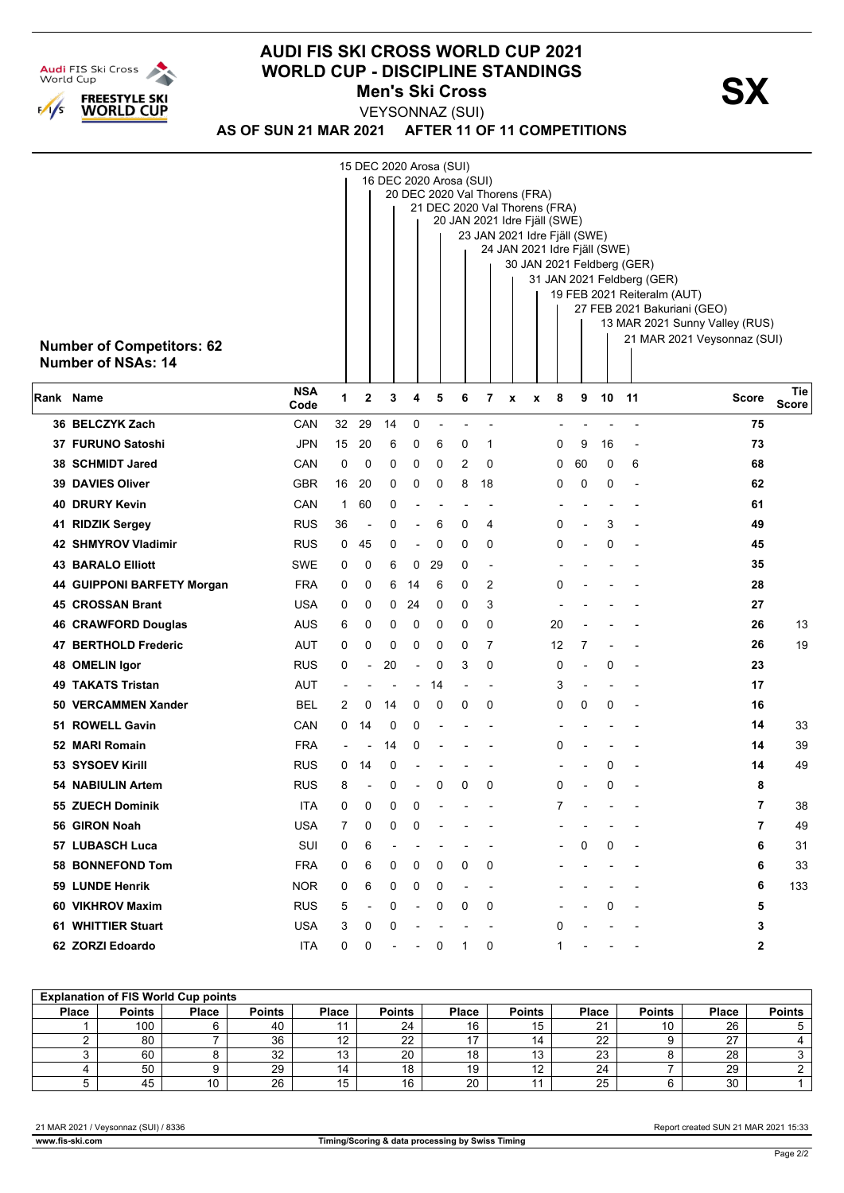# AUDI FIS SKI CROSS WORLD CUP 2021

## WORLD CUP - DISCIPLINE STANDINGS

### Men's Ski Cross

VEYSONNAZ (SUI)

**AS OF SUN 21 MAR 2021 AFTER 11 OF 11 COMPETITIONS**

SX

- 1: 15 DEC 2020 Arosa (SUI)
- 2: 16 DEC 2020 Arosa (SUI)
- 3: 20 DEC 2020 Val Thorens (FRA)
- 4: 21 DEC 2020 Val Thorens (FRA)
- 5: 20 JAN 2021 Idre Fjäll (SWE)
- 6: 23 JAN 2021 Idre Fjäll (SWE)
- 7: 24 JAN 2021 Idre Fjäll (SWE)
- x: 30 JAN 2021 Feldberg (GER)
- x: 31 JAN 2021 Feldberg (GER)
- 8: 19 FEB 2021 Reiteralm (AUT)
- 9: 27 FEB 2021 Bakuriani (GEO)
- 10: 13 MAR 2021 Sunny Valley (RUS)
- 11: 21 MAR 2021 Veysonnaz (SUI)

**Number of Competitors: 62**
**Number of NSAs: 14**

| Rank | Name | NSA Code | 1 | 2 | 3 | 4 | 5 | 6 | 7 | x | x | 8 | 9 | 10 | 11 | Score | Tie Score |
|---|---|---|---|---|---|---|---|---|---|---|---|---|---|---|---|---|---|
| 36 | BELCZYK Zach | CAN | 32 | 29 | 14 | 0 | - | - | - | | | - | - | - | - | 75 | |
| 37 | FURUNO Satoshi | JPN | 15 | 20 | 6 | 0 | 6 | 0 | 1 | | | 0 | 9 | 16 | - | 73 | |
| 38 | SCHMIDT Jared | CAN | 0 | 0 | 0 | 0 | 0 | 2 | 0 | | | 0 | 60 | 0 | 6 | 68 | |
| 39 | DAVIES Oliver | GBR | 16 | 20 | 0 | 0 | 0 | 8 | 18 | | | 0 | 0 | 0 | - | 62 | |
| 40 | DRURY Kevin | CAN | 1 | 60 | 0 | - | - | - | - | | | - | - | - | - | 61 | |
| 41 | RIDZIK Sergey | RUS | 36 | - | 0 | - | 6 | 0 | 4 | | | 0 | - | 3 | - | 49 | |
| 42 | SHMYROV Vladimir | RUS | 0 | 45 | 0 | - | 0 | 0 | 0 | | | 0 | - | 0 | - | 45 | |
| 43 | BARALO Elliott | SWE | 0 | 0 | 6 | 0 | 29 | 0 | - | | | - | - | - | - | 35 | |
| 44 | GUIPPONI BARFETY Morgan | FRA | 0 | 0 | 6 | 14 | 6 | 0 | 2 | | | 0 | - | - | - | 28 | |
| 45 | CROSSAN Brant | USA | 0 | 0 | 0 | 24 | 0 | 0 | 3 | | | - | - | - | - | 27 | |
| 46 | CRAWFORD Douglas | AUS | 6 | 0 | 0 | 0 | 0 | 0 | 0 | | | 20 | - | - | - | 26 | 13 |
| 47 | BERTHOLD Frederic | AUT | 0 | 0 | 0 | 0 | 0 | 0 | 7 | | | 12 | 7 | - | - | 26 | 19 |
| 48 | OMELIN Igor | RUS | 0 | - | 20 | - | 0 | 3 | 0 | | | 0 | - | 0 | - | 23 | |
| 49 | TAKATS Tristan | AUT | - | - | - | - | 14 | - | - | | | 3 | - | - | - | 17 | |
| 50 | VERCAMMEN Xander | BEL | 2 | 0 | 14 | 0 | 0 | 0 | 0 | | | 0 | 0 | 0 | - | 16 | |
| 51 | ROWELL Gavin | CAN | 0 | 14 | 0 | 0 | - | - | - | | | - | - | - | - | 14 | 33 |
| 52 | MARI Romain | FRA | - | - | 14 | 0 | - | - | - | | | 0 | - | - | - | 14 | 39 |
| 53 | SYSOEV Kirill | RUS | 0 | 14 | 0 | - | - | - | - | | | - | - | 0 | - | 14 | 49 |
| 54 | NABIULIN Artem | RUS | 8 | - | 0 | - | 0 | 0 | 0 | | | 0 | - | 0 | - | 8 | |
| 55 | ZUECH Dominik | ITA | 0 | 0 | 0 | 0 | - | - | - | | | 7 | - | - | - | 7 | 38 |
| 56 | GIRON Noah | USA | 7 | 0 | 0 | 0 | - | - | - | | | - | - | - | - | 7 | 49 |
| 57 | LUBASCH Luca | SUI | 0 | 6 | - | - | - | - | - | | | - | 0 | 0 | - | 6 | 31 |
| 58 | BONNEFOND Tom | FRA | 0 | 6 | 0 | 0 | 0 | 0 | 0 | | | - | - | - | - | 6 | 33 |
| 59 | LUNDE Henrik | NOR | 0 | 6 | 0 | 0 | 0 | - | - | | | - | - | - | - | 6 | 133 |
| 60 | VIKHROV Maxim | RUS | 5 | - | 0 | - | 0 | 0 | 0 | | | - | - | 0 | - | 5 | |
| 61 | WHITTIER Stuart | USA | 3 | 0 | 0 | - | - | - | - | | | 0 | - | - | - | 3 | |
| 62 | ZORZI Edoardo | ITA | 0 | 0 | - | - | 0 | 1 | 0 | | | 1 | - | - | - | 2 | |

**Explanation of FIS World Cup points**

| Place | Points | Place | Points | Place | Points | Place | Points | Place | Points | Place | Points |
|---|---|---|---|---|---|---|---|---|---|---|---|
| 1 | 100 | 6 | 40 | 11 | 24 | 16 | 15 | 21 | 10 | 26 | 5 |
| 2 | 80 | 7 | 36 | 12 | 22 | 17 | 14 | 22 | 9 | 27 | 4 |
| 3 | 60 | 8 | 32 | 13 | 20 | 18 | 13 | 23 | 8 | 28 | 3 |
| 4 | 50 | 9 | 29 | 14 | 18 | 19 | 12 | 24 | 7 | 29 | 2 |
| 5 | 45 | 10 | 26 | 15 | 16 | 20 | 11 | 25 | 6 | 30 | 1 |

21 MAR 2021 / Veysonnaz (SUI) / 8336

Report created SUN 21 MAR 2021 15:33

www.fis-ski.com

Timing/Scoring & data processing by Swiss Timing